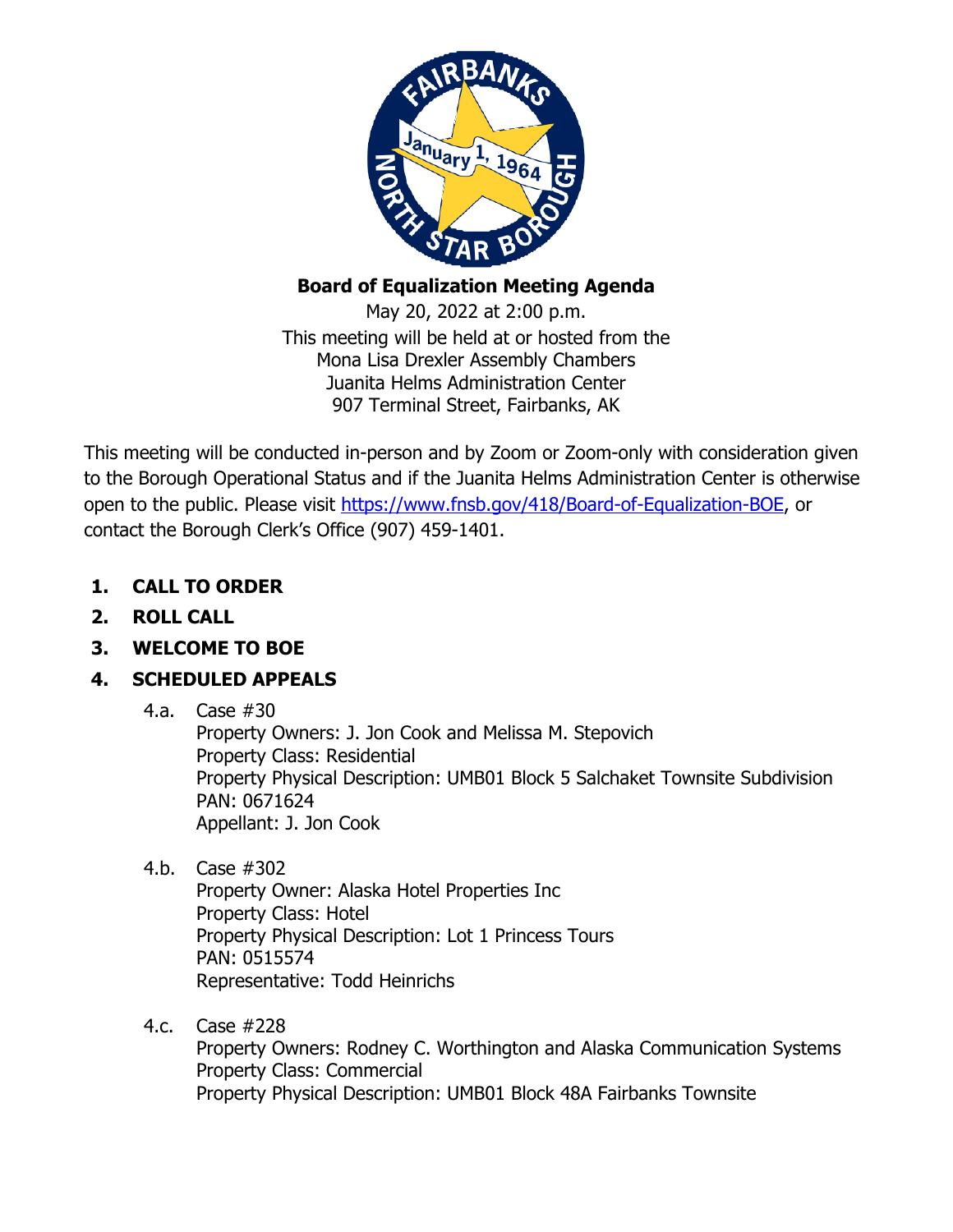# Board of Equalization Meeting Agenda

May 20, 2022 at 2:00 p.m.
This meeting will be held at or hosted from the
Mona Lisa Drexler Assembly Chambers
Juanita Helms Administration Center
907 Terminal Street, Fairbanks, AK

This meeting will be conducted in-person and by Zoom or Zoom-only with consideration given to the Borough Operational Status and if the Juanita Helms Administration Center is otherwise open to the public. Please visit https://www.fnsb.gov/418/Board-of-Equalization-BOE, or contact the Borough Clerk's Office (907) 459-1401.

1. **CALL TO ORDER**
2. **ROLL CALL**
3. **WELCOME TO BOE**
4. **SCHEDULED APPEALS**

   4.a. Case #30
   Property Owners: J. Jon Cook and Melissa M. Stepovich
   Property Class: Residential
   Property Physical Description: UMB01 Block 5 Salchaket Townsite Subdivision
   PAN: 0671624
   Appellant: J. Jon Cook

   4.b. Case #302
   Property Owner: Alaska Hotel Properties Inc
   Property Class: Hotel
   Property Physical Description: Lot 1 Princess Tours
   PAN: 0515574
   Representative: Todd Heinrichs

   4.c. Case #228
   Property Owners: Rodney C. Worthington and Alaska Communication Systems
   Property Class: Commercial
   Property Physical Description: UMB01 Block 48A Fairbanks Townsite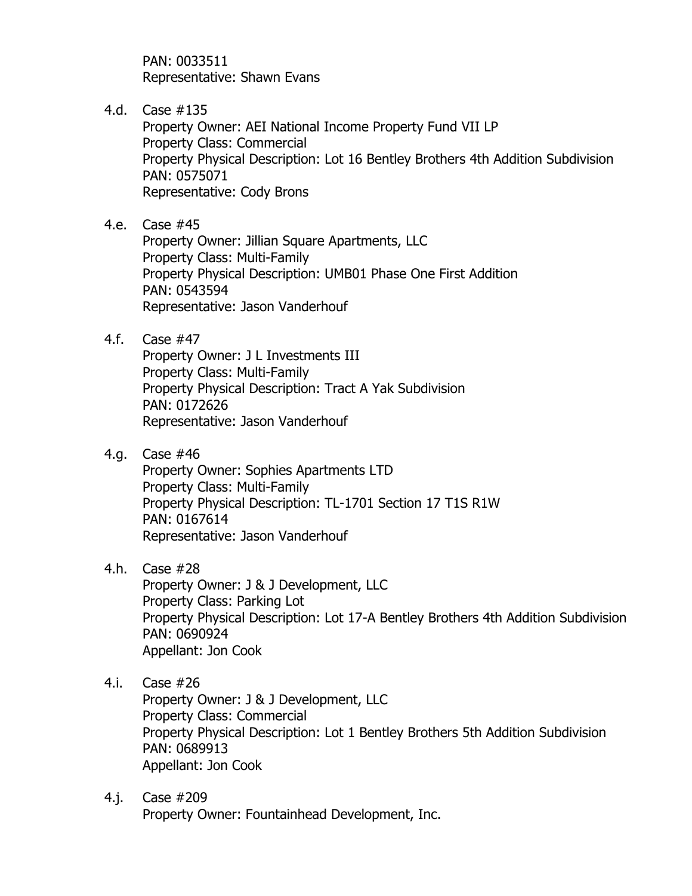PAN: 0033511
Representative: Shawn Evans

4.d. Case #135
Property Owner: AEI National Income Property Fund VII LP
Property Class: Commercial
Property Physical Description: Lot 16 Bentley Brothers 4th Addition Subdivision
PAN: 0575071
Representative: Cody Brons

4.e. Case #45
Property Owner: Jillian Square Apartments, LLC
Property Class: Multi-Family
Property Physical Description: UMB01 Phase One First Addition
PAN: 0543594
Representative: Jason Vanderhouf

4.f. Case #47
Property Owner: J L Investments III
Property Class: Multi-Family
Property Physical Description: Tract A Yak Subdivision
PAN: 0172626
Representative: Jason Vanderhouf

4.g. Case #46
Property Owner: Sophies Apartments LTD
Property Class: Multi-Family
Property Physical Description: TL-1701 Section 17 T1S R1W
PAN: 0167614
Representative: Jason Vanderhouf

4.h. Case #28
Property Owner: J & J Development, LLC
Property Class: Parking Lot
Property Physical Description: Lot 17-A Bentley Brothers 4th Addition Subdivision
PAN: 0690924
Appellant: Jon Cook

4.i. Case #26
Property Owner: J & J Development, LLC
Property Class: Commercial
Property Physical Description: Lot 1 Bentley Brothers 5th Addition Subdivision
PAN: 0689913
Appellant: Jon Cook

4.j. Case #209
Property Owner: Fountainhead Development, Inc.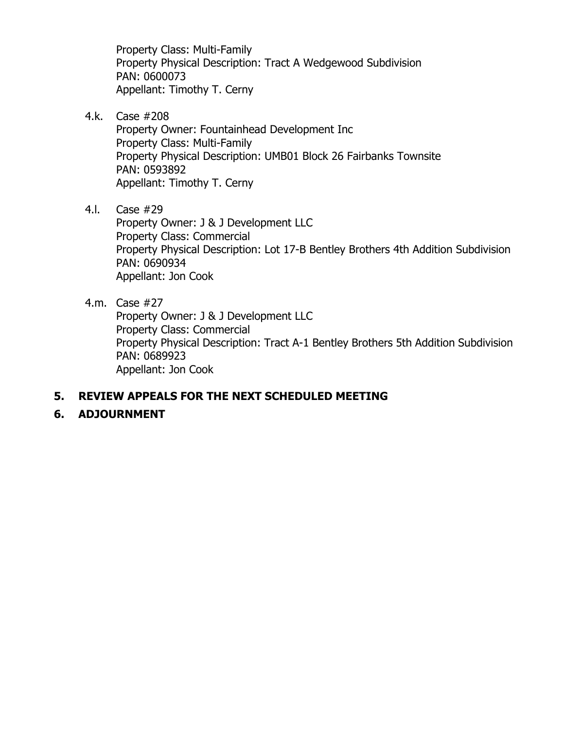Property Class: Multi-Family
Property Physical Description: Tract A Wedgewood Subdivision
PAN: 0600073
Appellant: Timothy T. Cerny

4.k. Case #208
Property Owner: Fountainhead Development Inc
Property Class: Multi-Family
Property Physical Description: UMB01 Block 26 Fairbanks Townsite
PAN: 0593892
Appellant: Timothy T. Cerny

4.l. Case #29
Property Owner: J & J Development LLC
Property Class: Commercial
Property Physical Description: Lot 17-B Bentley Brothers 4th Addition Subdivision
PAN: 0690934
Appellant: Jon Cook

4.m. Case #27
Property Owner: J & J Development LLC
Property Class: Commercial
Property Physical Description: Tract A-1 Bentley Brothers 5th Addition Subdivision
PAN: 0689923
Appellant: Jon Cook

**5. REVIEW APPEALS FOR THE NEXT SCHEDULED MEETING**

**6. ADJOURNMENT**